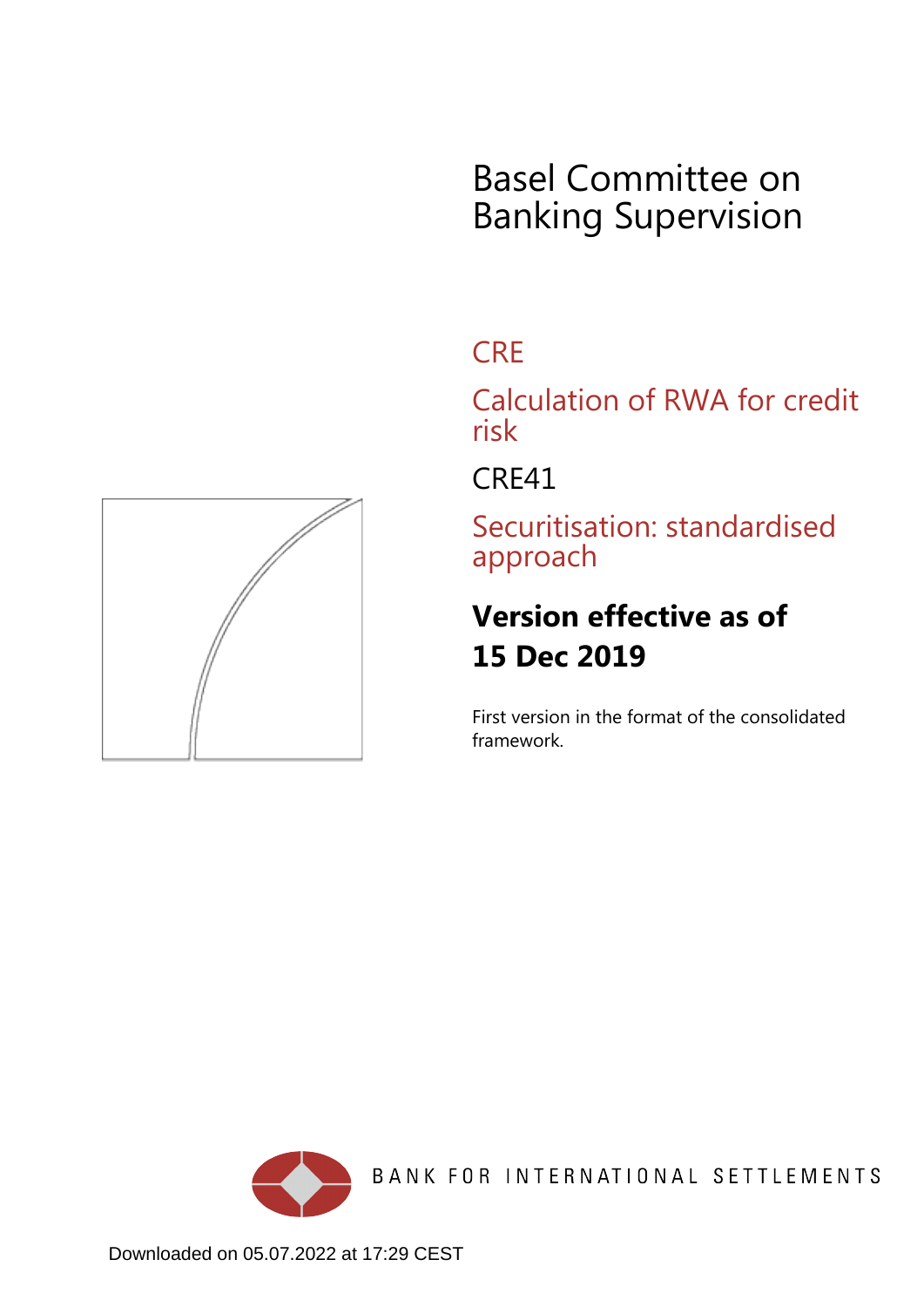# Basel Committee on Banking Supervision

## CRE

## Calculation of RWA for credit risk

## CRE41

## Securitisation: standardised approach

**Version effective as of**
**15 Dec 2019**

First version in the format of the consolidated framework.

BANK FOR INTERNATIONAL SETTLEMENTS

Downloaded on 05.07.2022 at 17:29 CEST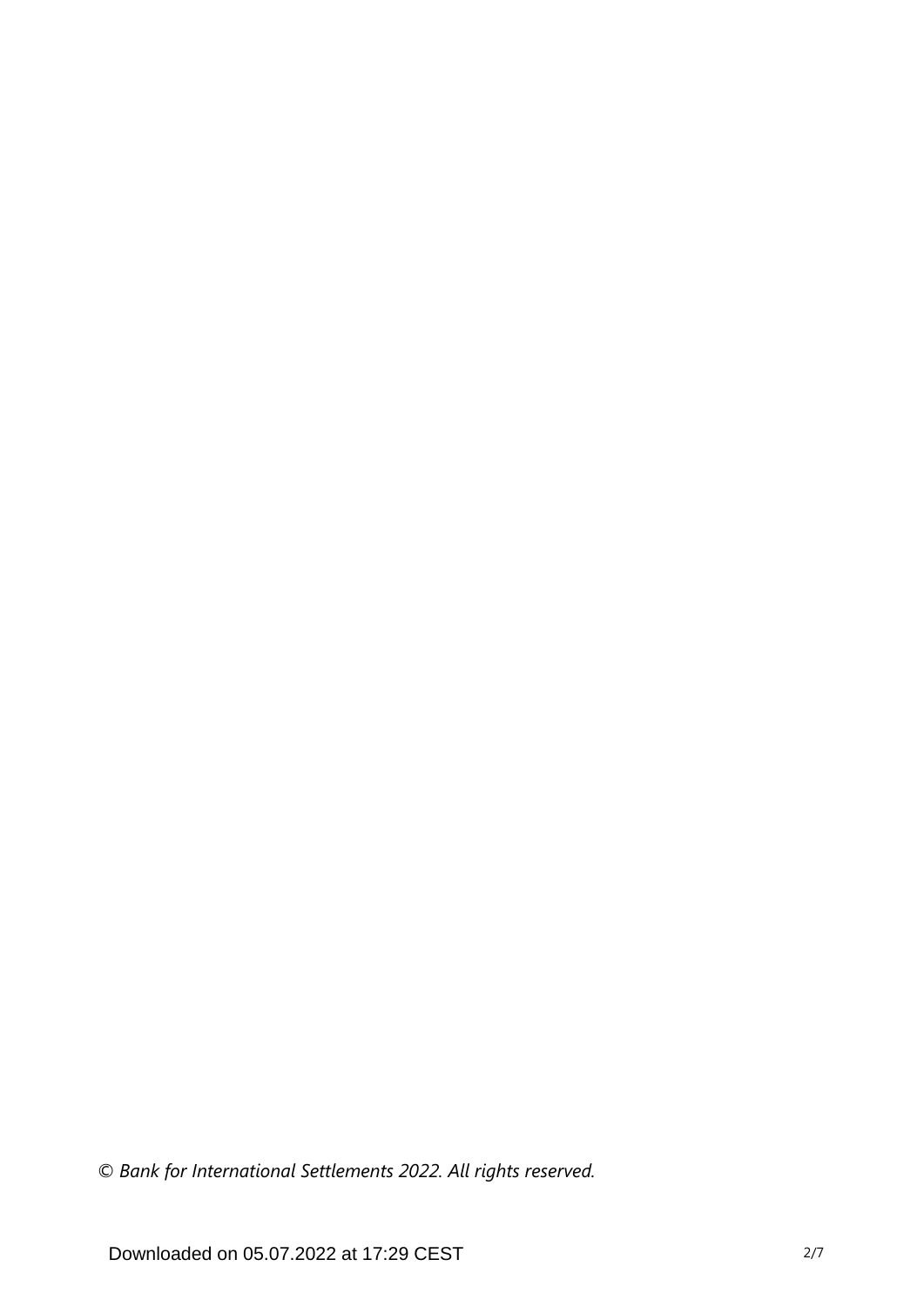*© Bank for International Settlements 2022. All rights reserved.*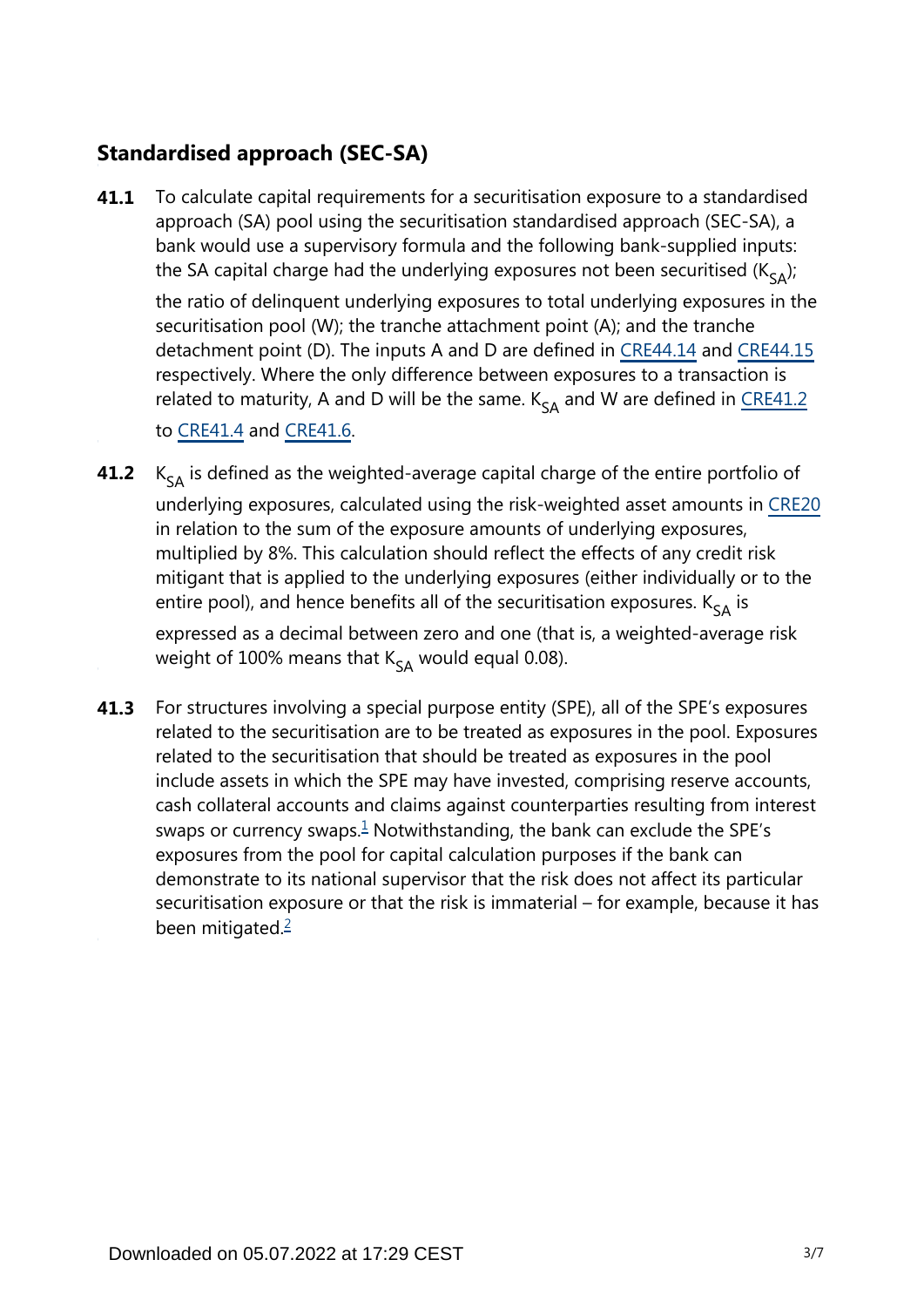## Standardised approach (SEC-SA)

**41.1** To calculate capital requirements for a securitisation exposure to a standardised approach (SA) pool using the securitisation standardised approach (SEC-SA), a bank would use a supervisory formula and the following bank-supplied inputs: the SA capital charge had the underlying exposures not been securitised ($K_{SA}$); the ratio of delinquent underlying exposures to total underlying exposures in the securitisation pool (W); the tranche attachment point (A); and the tranche detachment point (D). The inputs A and D are defined in CRE44.14 and CRE44.15 respectively. Where the only difference between exposures to a transaction is related to maturity, A and D will be the same. $K_{SA}$ and W are defined in CRE41.2 to CRE41.4 and CRE41.6.

**41.2** $K_{SA}$ is defined as the weighted-average capital charge of the entire portfolio of underlying exposures, calculated using the risk-weighted asset amounts in CRE20 in relation to the sum of the exposure amounts of underlying exposures, multiplied by 8%. This calculation should reflect the effects of any credit risk mitigant that is applied to the underlying exposures (either individually or to the entire pool), and hence benefits all of the securitisation exposures. $K_{SA}$ is expressed as a decimal between zero and one (that is, a weighted-average risk weight of 100% means that $K_{SA}$ would equal 0.08).

**41.3** For structures involving a special purpose entity (SPE), all of the SPE's exposures related to the securitisation are to be treated as exposures in the pool. Exposures related to the securitisation that should be treated as exposures in the pool include assets in which the SPE may have invested, comprising reserve accounts, cash collateral accounts and claims against counterparties resulting from interest swaps or currency swaps.[1] Notwithstanding, the bank can exclude the SPE's exposures from the pool for capital calculation purposes if the bank can demonstrate to its national supervisor that the risk does not affect its particular securitisation exposure or that the risk is immaterial – for example, because it has been mitigated.[2]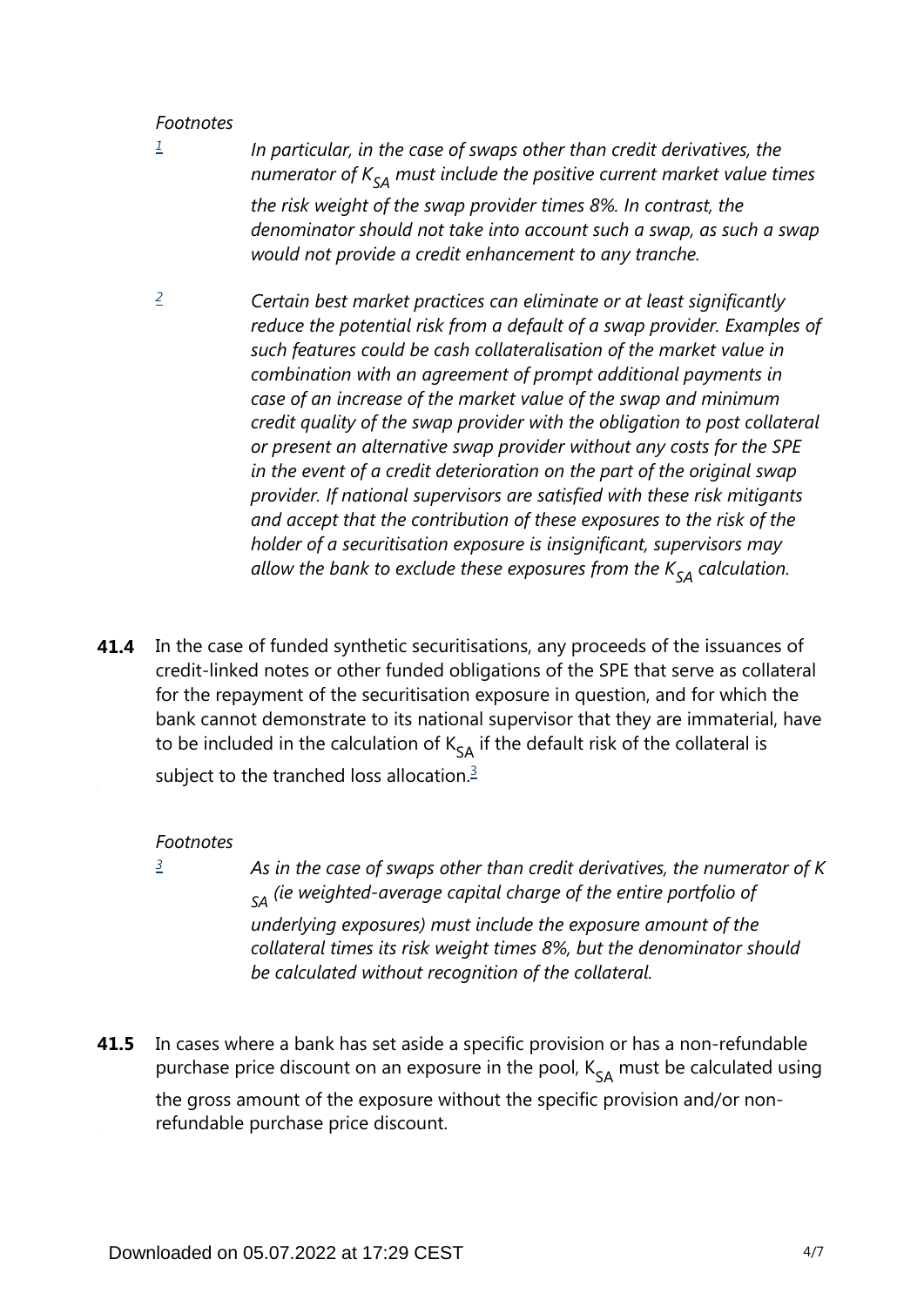*Footnotes*

[1] *In particular, in the case of swaps other than credit derivatives, the numerator of $K_{SA}$ must include the positive current market value times the risk weight of the swap provider times 8%. In contrast, the denominator should not take into account such a swap, as such a swap would not provide a credit enhancement to any tranche.*

[2] *Certain best market practices can eliminate or at least significantly reduce the potential risk from a default of a swap provider. Examples of such features could be cash collateralisation of the market value in combination with an agreement of prompt additional payments in case of an increase of the market value of the swap and minimum credit quality of the swap provider with the obligation to post collateral or present an alternative swap provider without any costs for the SPE in the event of a credit deterioration on the part of the original swap provider. If national supervisors are satisfied with these risk mitigants and accept that the contribution of these exposures to the risk of the holder of a securitisation exposure is insignificant, supervisors may allow the bank to exclude these exposures from the $K_{SA}$ calculation.*

**41.4** In the case of funded synthetic securitisations, any proceeds of the issuances of credit-linked notes or other funded obligations of the SPE that serve as collateral for the repayment of the securitisation exposure in question, and for which the bank cannot demonstrate to its national supervisor that they are immaterial, have to be included in the calculation of $K_{SA}$ if the default risk of the collateral is subject to the tranched loss allocation.[3]

*Footnotes*

[3] *As in the case of swaps other than credit derivatives, the numerator of $K_{SA}$ (ie weighted-average capital charge of the entire portfolio of underlying exposures) must include the exposure amount of the collateral times its risk weight times 8%, but the denominator should be calculated without recognition of the collateral.*

**41.5** In cases where a bank has set aside a specific provision or has a non-refundable purchase price discount on an exposure in the pool, $K_{SA}$ must be calculated using the gross amount of the exposure without the specific provision and/or non-refundable purchase price discount.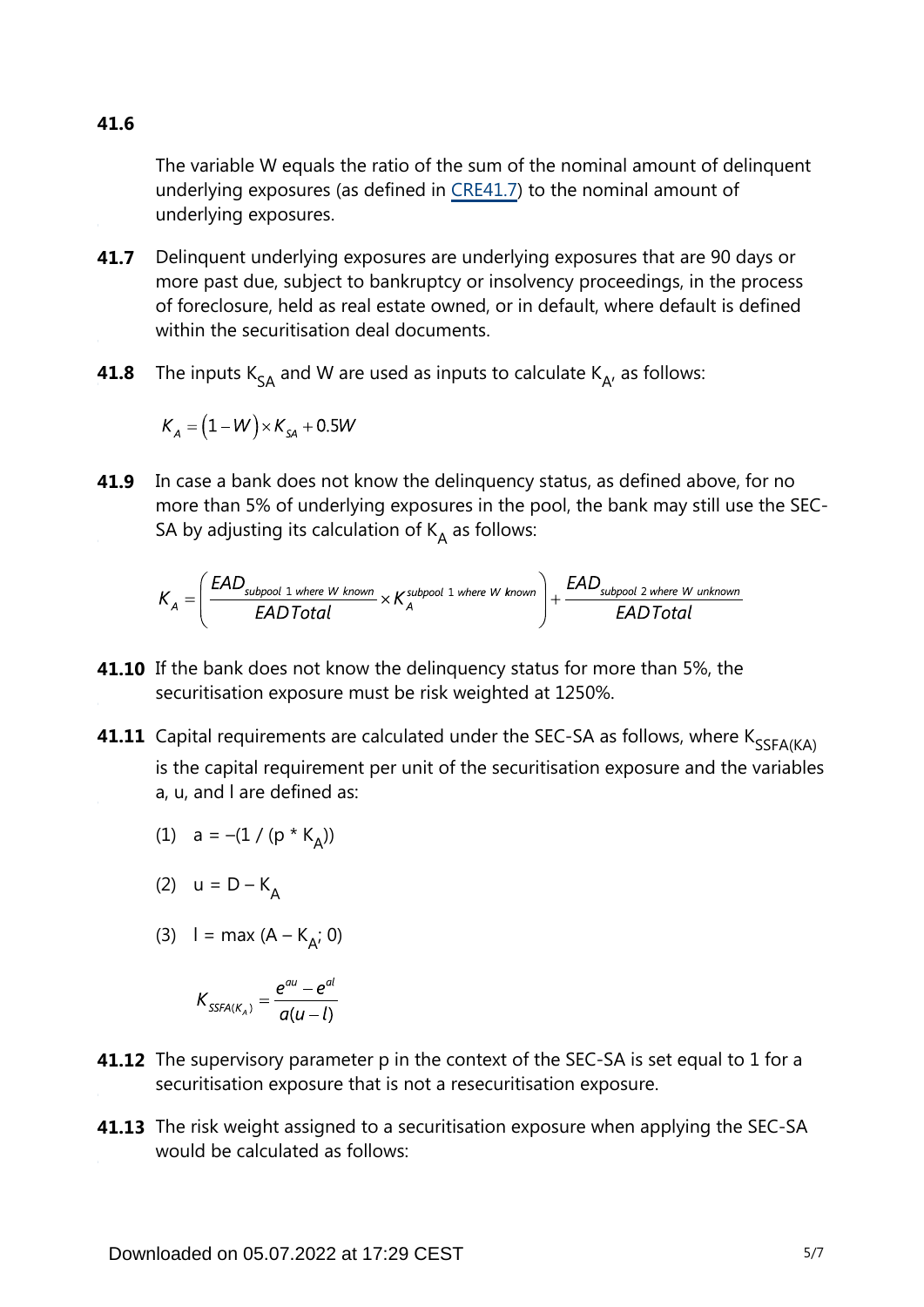**41.6** The variable W equals the ratio of the sum of the nominal amount of delinquent underlying exposures (as defined in CRE41.7) to the nominal amount of underlying exposures.

**41.7** Delinquent underlying exposures are underlying exposures that are 90 days or more past due, subject to bankruptcy or insolvency proceedings, in the process of foreclosure, held as real estate owned, or in default, where default is defined within the securitisation deal documents.

**41.8** The inputs $K_{SA}$ and W are used as inputs to calculate $K_{A'}$ as follows:

$$K_A = (1 - W) \times K_{SA} + 0.5W$$

**41.9** In case a bank does not know the delinquency status, as defined above, for no more than 5% of underlying exposures in the pool, the bank may still use the SEC-SA by adjusting its calculation of $K_A$ as follows:

$$K_A = \left( \frac{EAD_{subpool\ 1\ where\ W\ known}}{EAD\,Total} \times K_A^{subpool\ 1\ where\ W\ known} \right) + \frac{EAD_{subpool\ 2\ where\ W\ unknown}}{EAD\,Total}$$

**41.10** If the bank does not know the delinquency status for more than 5%, the securitisation exposure must be risk weighted at 1250%.

**41.11** Capital requirements are calculated under the SEC-SA as follows, where $K_{SSFA(KA)}$ is the capital requirement per unit of the securitisation exposure and the variables a, u, and l are defined as:

(1) $a = -(1 / (p * K_A))$

(2) $u = D - K_A$

(3) $l = \max(A - K_{A'}; 0)$

$$K_{SSFA(K_A)} = \frac{e^{au} - e^{al}}{a(u - l)}$$

**41.12** The supervisory parameter p in the context of the SEC-SA is set equal to 1 for a securitisation exposure that is not a resecuritisation exposure.

**41.13** The risk weight assigned to a securitisation exposure when applying the SEC-SA would be calculated as follows: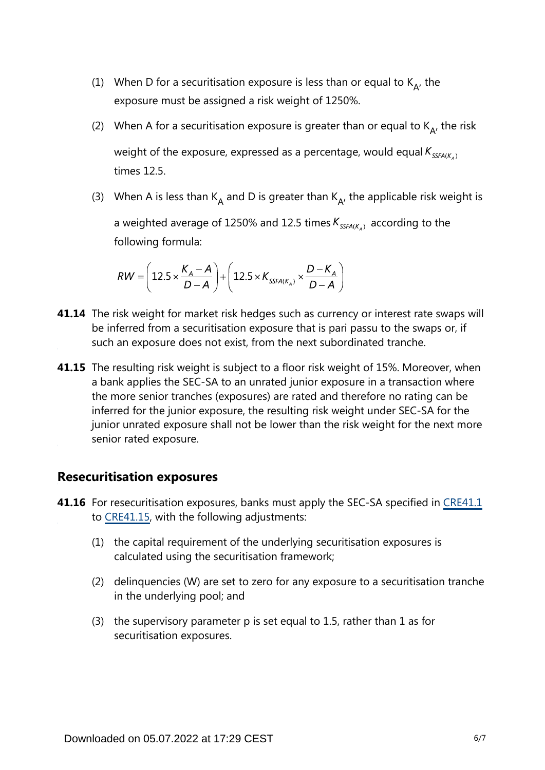(1) When D for a securitisation exposure is less than or equal to $K_A$, the exposure must be assigned a risk weight of 1250%.

(2) When A for a securitisation exposure is greater than or equal to $K_A$, the risk weight of the exposure, expressed as a percentage, would equal $K_{SSFA(K_A)}$ times 12.5.

(3) When A is less than $K_A$ and D is greater than $K_A$, the applicable risk weight is a weighted average of 1250% and 12.5 times $K_{SSFA(K_A)}$ according to the following formula:

$$RW = \left( 12.5 \times \frac{K_A - A}{D - A} \right) + \left( 12.5 \times K_{SSFA(K_A)} \times \frac{D - K_A}{D - A} \right)$$

**41.14** The risk weight for market risk hedges such as currency or interest rate swaps will be inferred from a securitisation exposure that is pari passu to the swaps or, if such an exposure does not exist, from the next subordinated tranche.

**41.15** The resulting risk weight is subject to a floor risk weight of 15%. Moreover, when a bank applies the SEC-SA to an unrated junior exposure in a transaction where the more senior tranches (exposures) are rated and therefore no rating can be inferred for the junior exposure, the resulting risk weight under SEC-SA for the junior unrated exposure shall not be lower than the risk weight for the next more senior rated exposure.

## Resecuritisation exposures

**41.16** For resecuritisation exposures, banks must apply the SEC-SA specified in CRE41.1 to CRE41.15, with the following adjustments:

(1) the capital requirement of the underlying securitisation exposures is calculated using the securitisation framework;

(2) delinquencies (W) are set to zero for any exposure to a securitisation tranche in the underlying pool; and

(3) the supervisory parameter p is set equal to 1.5, rather than 1 as for securitisation exposures.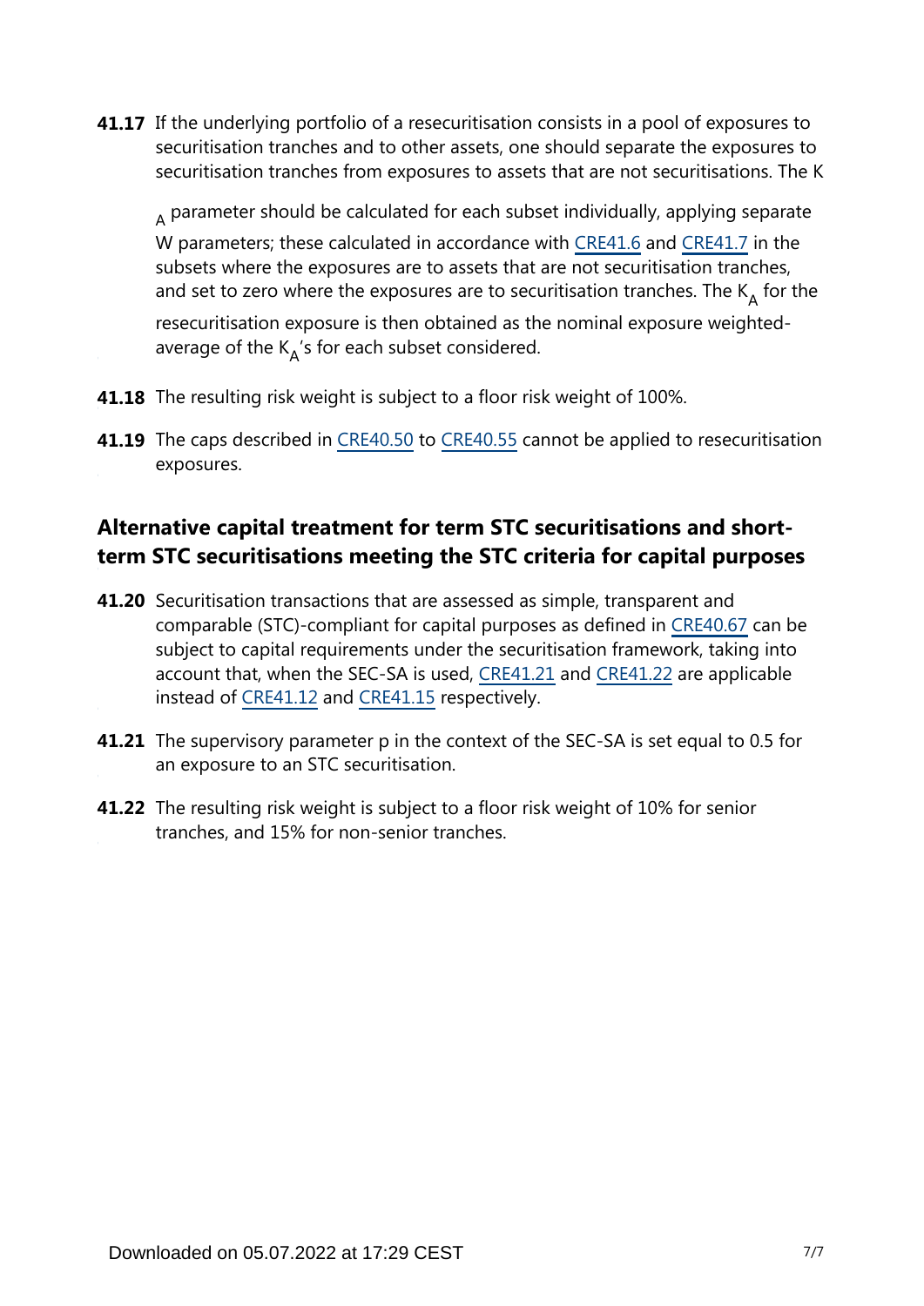**41.17** If the underlying portfolio of a resecuritisation consists in a pool of exposures to securitisation tranches and to other assets, one should separate the exposures to securitisation tranches from exposures to assets that are not securitisations. The $K_A$ parameter should be calculated for each subset individually, applying separate W parameters; these calculated in accordance with CRE41.6 and CRE41.7 in the subsets where the exposures are to assets that are not securitisation tranches, and set to zero where the exposures are to securitisation tranches. The $K_A$ for the resecuritisation exposure is then obtained as the nominal exposure weighted-average of the $K_A$'s for each subset considered.

**41.18** The resulting risk weight is subject to a floor risk weight of 100%.

**41.19** The caps described in CRE40.50 to CRE40.55 cannot be applied to resecuritisation exposures.

## Alternative capital treatment for term STC securitisations and short-term STC securitisations meeting the STC criteria for capital purposes

**41.20** Securitisation transactions that are assessed as simple, transparent and comparable (STC)-compliant for capital purposes as defined in CRE40.67 can be subject to capital requirements under the securitisation framework, taking into account that, when the SEC-SA is used, CRE41.21 and CRE41.22 are applicable instead of CRE41.12 and CRE41.15 respectively.

**41.21** The supervisory parameter p in the context of the SEC-SA is set equal to 0.5 for an exposure to an STC securitisation.

**41.22** The resulting risk weight is subject to a floor risk weight of 10% for senior tranches, and 15% for non-senior tranches.

Downloaded on 05.07.2022 at 17:29 CEST